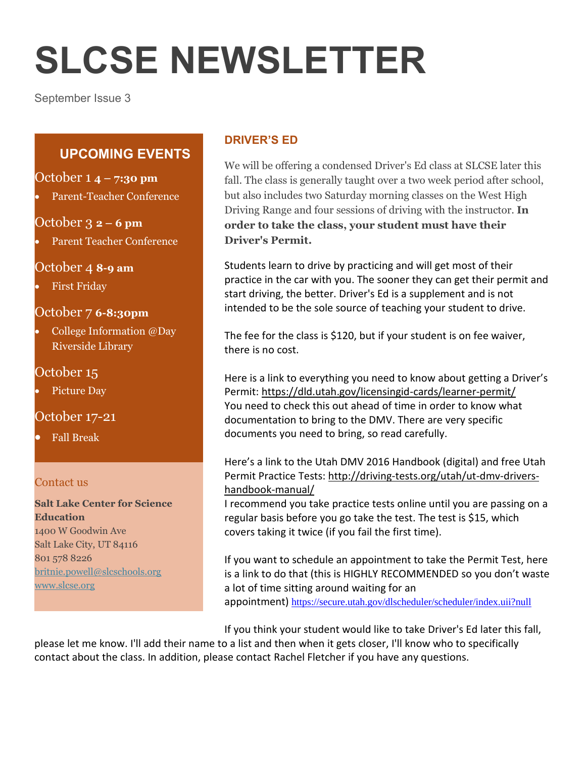# SLCSE NEWSLETTER

September Issue 3

## UPCOMING EVENTS

### October 1 **4 – 7:30 pm**

- Parent-Teacher Conference

### October 3 **2 – 6 pm**

- Parent Teacher Conference

### October 4 **8-9 am**

- First Friday

### October 7 **6-8:30pm**

- College Information @Day Riverside Library

### October 15

- Picture Day

### October 17-21

- Fall Break

### Contact us

**Salt Lake Center for Science Education**
1400 W Goodwin Ave
Salt Lake City, UT 84116
801 578 8226
britnie.powell@slcschools.org
www.slcse.org

## DRIVER'S ED

We will be offering a condensed Driver's Ed class at SLCSE later this fall. The class is generally taught over a two week period after school, but also includes two Saturday morning classes on the West High Driving Range and four sessions of driving with the instructor. **In order to take the class, your student must have their Driver's Permit.**

Students learn to drive by practicing and will get most of their practice in the car with you. The sooner they can get their permit and start driving, the better. Driver's Ed is a supplement and is not intended to be the sole source of teaching your student to drive.

The fee for the class is $120, but if your student is on fee waiver, there is no cost.

Here is a link to everything you need to know about getting a Driver's Permit: https://dld.utah.gov/licensingid-cards/learner-permit/
You need to check this out ahead of time in order to know what documentation to bring to the DMV. There are very specific documents you need to bring, so read carefully.

Here's a link to the Utah DMV 2016 Handbook (digital) and free Utah Permit Practice Tests: http://driving-tests.org/utah/ut-dmv-drivers-handbook-manual/
I recommend you take practice tests online until you are passing on a regular basis before you go take the test. The test is $15, which covers taking it twice (if you fail the first time).

If you want to schedule an appointment to take the Permit Test, here is a link to do that (this is HIGHLY RECOMMENDED so you don't waste a lot of time sitting around waiting for an appointment) https://secure.utah.gov/dlscheduler/scheduler/index.uii?null

If you think your student would like to take Driver's Ed later this fall, please let me know. I'll add their name to a list and then when it gets closer, I'll know who to specifically contact about the class. In addition, please contact Rachel Fletcher if you have any questions.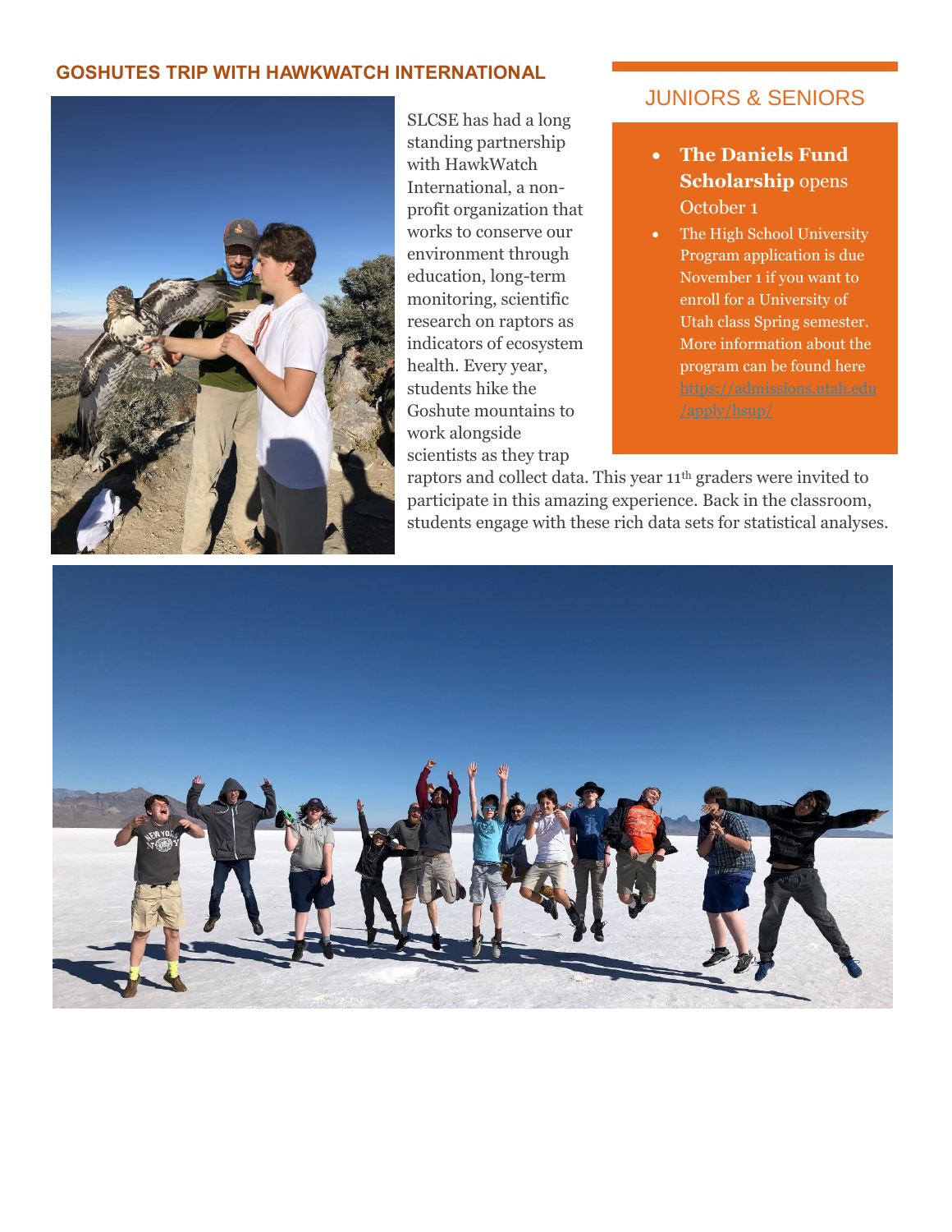## GOSHUTES TRIP WITH HAWKWATCH INTERNATIONAL

SLCSE has had a long standing partnership with HawkWatch International, a non-profit organization that works to conserve our environment through education, long-term monitoring, scientific research on raptors as indicators of ecosystem health. Every year, students hike the Goshute mountains to work alongside scientists as they trap raptors and collect data. This year 11th graders were invited to participate in this amazing experience. Back in the classroom, students engage with these rich data sets for statistical analyses.

## JUNIORS & SENIORS

- **The Daniels Fund Scholarship** opens October 1
- The High School University Program application is due November 1 if you want to enroll for a University of Utah class Spring semester. More information about the program can be found here https://admissions.utah.edu/apply/hsup/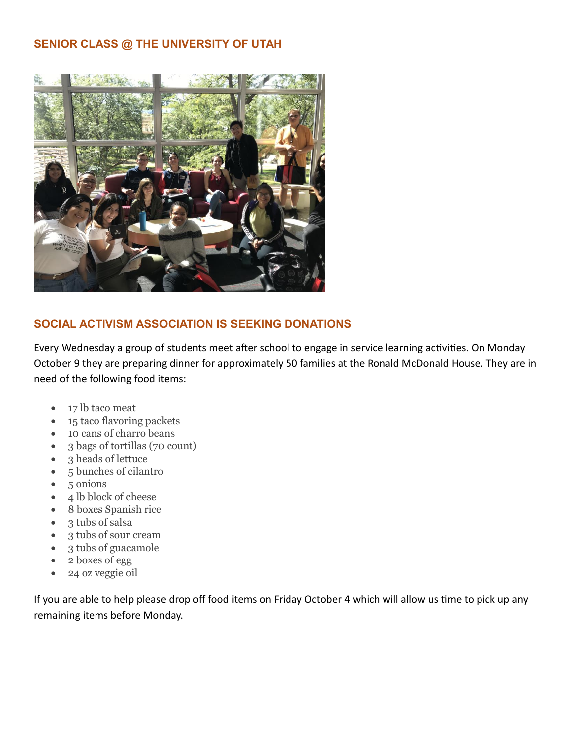## SENIOR CLASS @ THE UNIVERSITY OF UTAH

## SOCIAL ACTIVISM ASSOCIATION IS SEEKING DONATIONS

Every Wednesday a group of students meet after school to engage in service learning activities. On Monday October 9 they are preparing dinner for approximately 50 families at the Ronald McDonald House. They are in need of the following food items:

- 17 lb taco meat
- 15 taco flavoring packets
- 10 cans of charro beans
- 3 bags of tortillas (70 count)
- 3 heads of lettuce
- 5 bunches of cilantro
- 5 onions
- 4 lb block of cheese
- 8 boxes Spanish rice
- 3 tubs of salsa
- 3 tubs of sour cream
- 3 tubs of guacamole
- 2 boxes of egg
- 24 oz veggie oil

If you are able to help please drop off food items on Friday October 4 which will allow us time to pick up any remaining items before Monday.